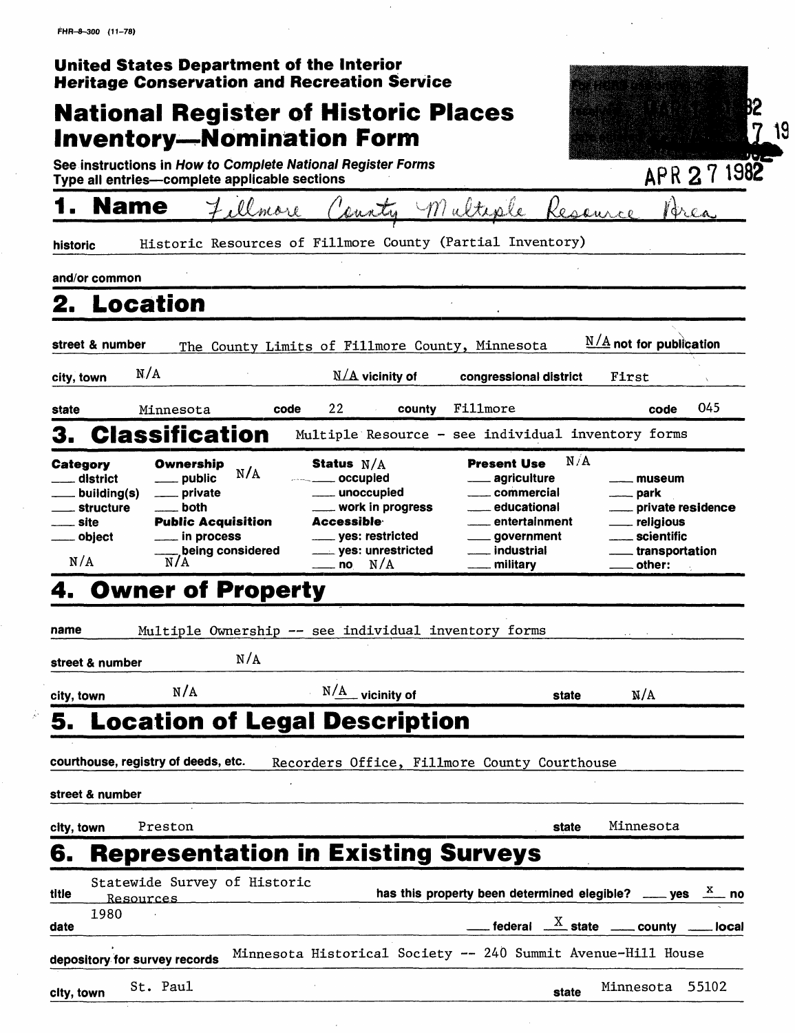FHR-8-300 (11-78)

**United States Department of the Interior**
**Heritage Conservation and Recreation Service**

# National Register of Historic Places Inventory—Nomination Form

See instructions in *How to Complete National Register Forms*
Type all entries—complete applicable sections

APR 27 1982

## 1. Name

Fillmore County Multiple Resource Area

**historic** Historic Resources of Fillmore County (Partial Inventory)

**and/or common**

## 2. Location

**street & number** The County Limits of Fillmore County, Minnesota — N/A not for publication

**city, town** N/A — N/A vicinity of — **congressional district** First

**state** Minnesota — **code** 22 — **county** Fillmore — **code** 045

## 3. Classification

Multiple Resource - see individual inventory forms

| Category | Ownership | Status | Present Use | |
|---|---|---|---|---|
| ___ district | ___ public N/A | ___ occupied N/A | ___ agriculture N/A | ___ museum |
| ___ building(s) | ___ private | ___ unoccupied | ___ commercial | ___ park |
| ___ structure | ___ both | ___ work in progress | ___ educational | ___ private residence |
| ___ site | **Public Acquisition** | **Accessible** | ___ entertainment | ___ religious |
| ___ object | ___ in process | ___ yes: restricted | ___ government | ___ scientific |
| N/A | ___ being considered N/A | ___ yes: unrestricted | ___ industrial | ___ transportation |
| | | ___ no N/A | ___ military | ___ other: |

## 4. Owner of Property

**name** Multiple Ownership -- see individual inventory forms

**street & number** N/A

**city, town** N/A — N/A vicinity of — **state** N/A

## 5. Location of Legal Description

**courthouse, registry of deeds, etc.** Recorders Office, Fillmore County Courthouse

**street & number**

**city, town** Preston — **state** Minnesota

## 6. Representation in Existing Surveys

**title** Statewide Survey of Historic Resources — **has this property been determined elegible?** ___ yes X no

**date** 1980 — ___ federal X state ___ county ___ local

**depository for survey records** Minnesota Historical Society -- 240 Summit Avenue-Hill House

**city, town** St. Paul — **state** Minnesota 55102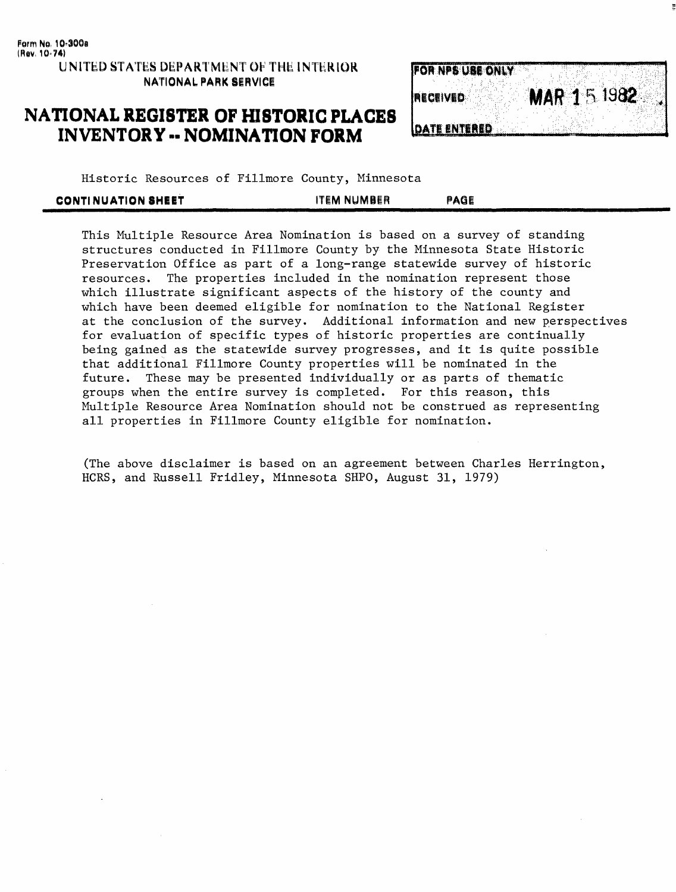Form No. 10-300a
(Rev. 10-74)

UNITED STATES DEPARTMENT OF THE INTERIOR
NATIONAL PARK SERVICE

# NATIONAL REGISTER OF HISTORIC PLACES INVENTORY -- NOMINATION FORM

| FOR NPS USE ONLY | |
|---|---|
| RECEIVED | MAR 15 1982 |
| DATE ENTERED | |

Historic Resources of Fillmore County, Minnesota

**CONTINUATION SHEET** | **ITEM NUMBER** | **PAGE**

This Multiple Resource Area Nomination is based on a survey of standing structures conducted in Fillmore County by the Minnesota State Historic Preservation Office as part of a long-range statewide survey of historic resources. The properties included in the nomination represent those which illustrate significant aspects of the history of the county and which have been deemed eligible for nomination to the National Register at the conclusion of the survey. Additional information and new perspectives for evaluation of specific types of historic properties are continually being gained as the statewide survey progresses, and it is quite possible that additional Fillmore County properties will be nominated in the future. These may be presented individually or as parts of thematic groups when the entire survey is completed. For this reason, this Multiple Resource Area Nomination should not be construed as representing all properties in Fillmore County eligible for nomination.

(The above disclaimer is based on an agreement between Charles Herrington, HCRS, and Russell Fridley, Minnesota SHPO, August 31, 1979)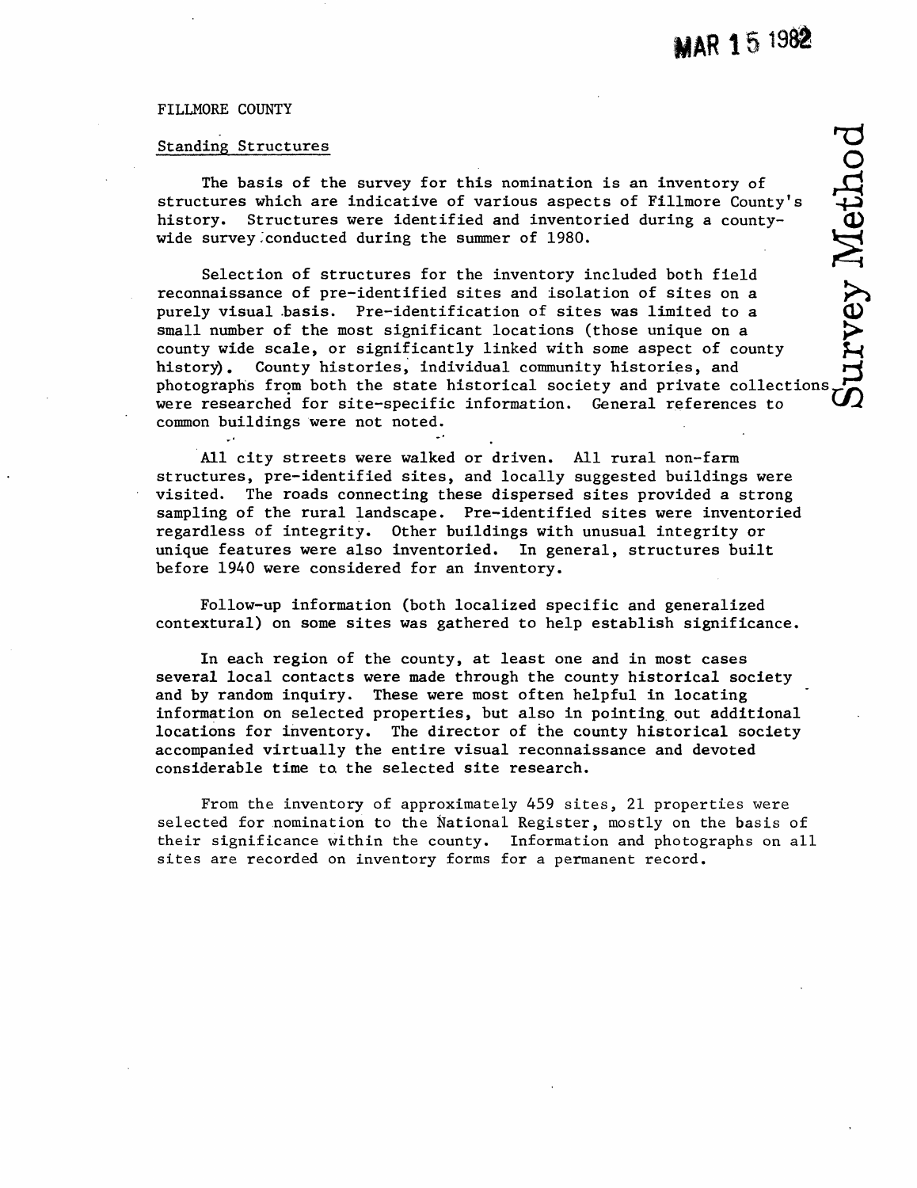MAR 15 1982

FILLMORE COUNTY

## Survey Method

### Standing Structures

The basis of the survey for this nomination is an inventory of structures which are indicative of various aspects of Fillmore County's history. Structures were identified and inventoried during a county-wide survey conducted during the summer of 1980.

Selection of structures for the inventory included both field reconnaissance of pre-identified sites and isolation of sites on a purely visual basis. Pre-identification of sites was limited to a small number of the most significant locations (those unique on a county wide scale, or significantly linked with some aspect of county history). County histories, individual community histories, and photographs from both the state historical society and private collections were researched for site-specific information. General references to common buildings were not noted.

All city streets were walked or driven. All rural non-farm structures, pre-identified sites, and locally suggested buildings were visited. The roads connecting these dispersed sites provided a strong sampling of the rural landscape. Pre-identified sites were inventoried regardless of integrity. Other buildings with unusual integrity or unique features were also inventoried. In general, structures built before 1940 were considered for an inventory.

Follow-up information (both localized specific and generalized contextural) on some sites was gathered to help establish significance.

In each region of the county, at least one and in most cases several local contacts were made through the county historical society and by random inquiry. These were most often helpful in locating information on selected properties, but also in pointing out additional locations for inventory. The director of the county historical society accompanied virtually the entire visual reconnaissance and devoted considerable time to the selected site research.

From the inventory of approximately 459 sites, 21 properties were selected for nomination to the National Register, mostly on the basis of their significance within the county. Information and photographs on all sites are recorded on inventory forms for a permanent record.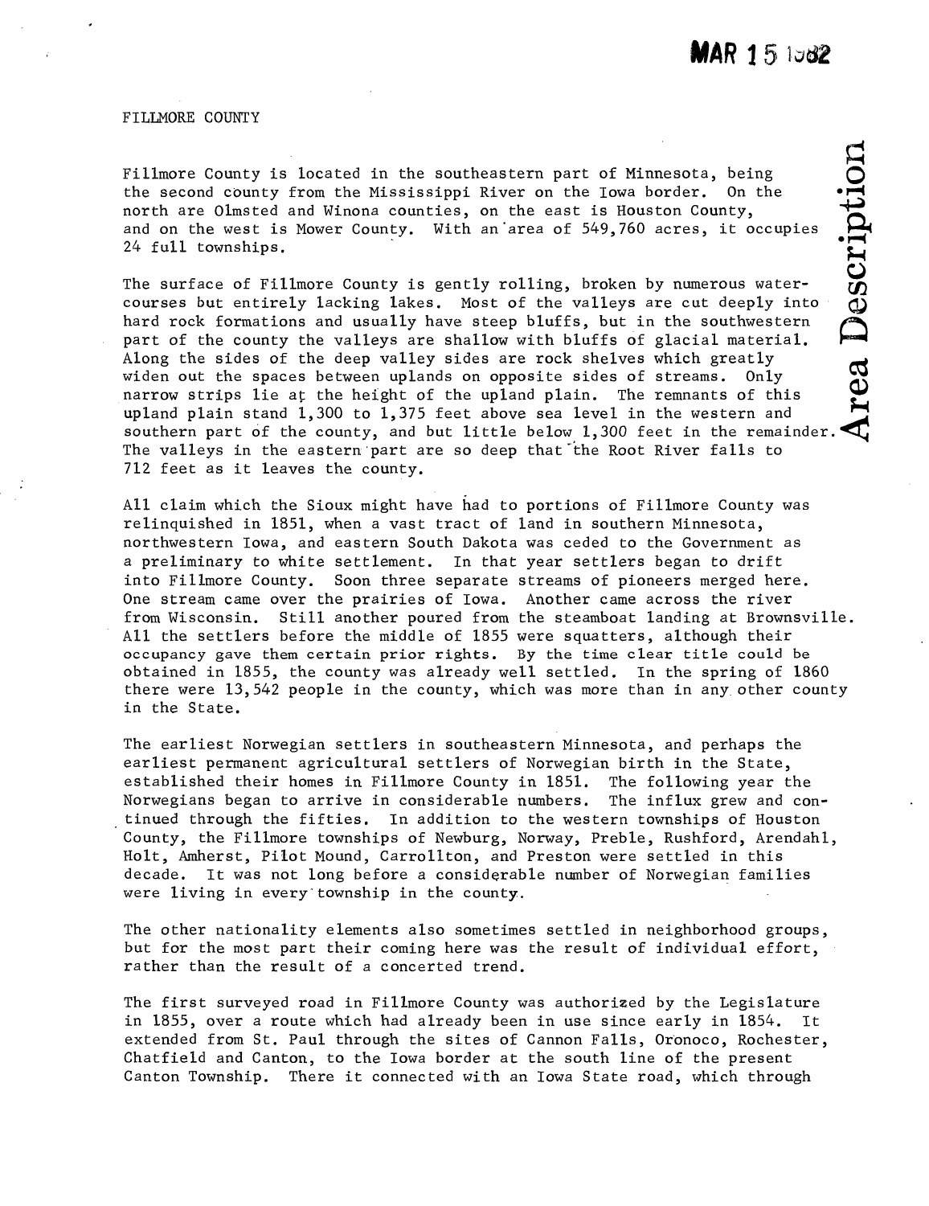MAR 15 1982

FILLMORE COUNTY

Area Description

Fillmore County is located in the southeastern part of Minnesota, being the second county from the Mississippi River on the Iowa border. On the north are Olmsted and Winona counties, on the east is Houston County, and on the west is Mower County. With an area of 549,760 acres, it occupies 24 full townships.

The surface of Fillmore County is gently rolling, broken by numerous watercourses but entirely lacking lakes. Most of the valleys are cut deeply into hard rock formations and usually have steep bluffs, but in the southwestern part of the county the valleys are shallow with bluffs of glacial material. Along the sides of the deep valley sides are rock shelves which greatly widen out the spaces between uplands on opposite sides of streams. Only narrow strips lie at the height of the upland plain. The remnants of this upland plain stand 1,300 to 1,375 feet above sea level in the western and southern part of the county, and but little below 1,300 feet in the remainder. The valleys in the eastern part are so deep that the Root River falls to 712 feet as it leaves the county.

All claim which the Sioux might have had to portions of Fillmore County was relinquished in 1851, when a vast tract of land in southern Minnesota, northwestern Iowa, and eastern South Dakota was ceded to the Government as a preliminary to white settlement. In that year settlers began to drift into Fillmore County. Soon three separate streams of pioneers merged here. One stream came over the prairies of Iowa. Another came across the river from Wisconsin. Still another poured from the steamboat landing at Brownsville. All the settlers before the middle of 1855 were squatters, although their occupancy gave them certain prior rights. By the time clear title could be obtained in 1855, the county was already well settled. In the spring of 1860 there were 13,542 people in the county, which was more than in any other county in the State.

The earliest Norwegian settlers in southeastern Minnesota, and perhaps the earliest permanent agricultural settlers of Norwegian birth in the State, established their homes in Fillmore County in 1851. The following year the Norwegians began to arrive in considerable numbers. The influx grew and continued through the fifties. In addition to the western townships of Houston County, the Fillmore townships of Newburg, Norway, Preble, Rushford, Arendahl, Holt, Amherst, Pilot Mound, Carrollton, and Preston were settled in this decade. It was not long before a considerable number of Norwegian families were living in every township in the county.

The other nationality elements also sometimes settled in neighborhood groups, but for the most part their coming here was the result of individual effort, rather than the result of a concerted trend.

The first surveyed road in Fillmore County was authorized by the Legislature in 1855, over a route which had already been in use since early in 1854. It extended from St. Paul through the sites of Cannon Falls, Oronoco, Rochester, Chatfield and Canton, to the Iowa border at the south line of the present Canton Township. There it connected with an Iowa State road, which through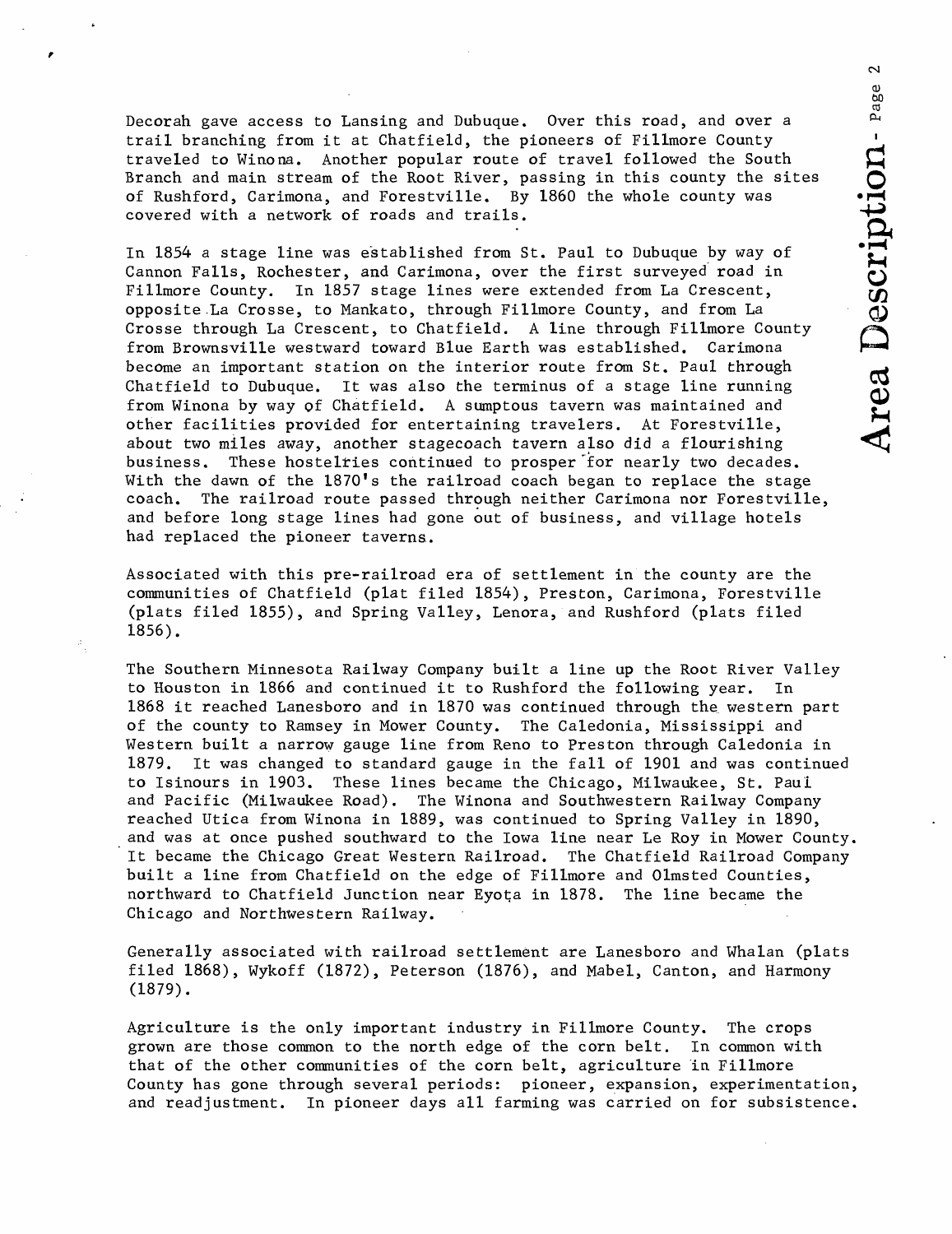Decorah gave access to Lansing and Dubuque. Over this road, and over a trail branching from it at Chatfield, the pioneers of Fillmore County traveled to Winona. Another popular route of travel followed the South Branch and main stream of the Root River, passing in this county the sites of Rushford, Carimona, and Forestville. By 1860 the whole county was covered with a network of roads and trails.

In 1854 a stage line was established from St. Paul to Dubuque by way of Cannon Falls, Rochester, and Carimona, over the first surveyed road in Fillmore County. In 1857 stage lines were extended from La Crescent, opposite La Crosse, to Mankato, through Fillmore County, and from La Crosse through La Crescent, to Chatfield. A line through Fillmore County from Brownsville westward toward Blue Earth was established. Carimona become an important station on the interior route from St. Paul through Chatfield to Dubuque. It was also the terminus of a stage line running from Winona by way of Chatfield. A sumptous tavern was maintained and other facilities provided for entertaining travelers. At Forestville, about two miles away, another stagecoach tavern also did a flourishing business. These hostelries continued to prosper for nearly two decades. With the dawn of the 1870's the railroad coach began to replace the stage coach. The railroad route passed through neither Carimona nor Forestville, and before long stage lines had gone out of business, and village hotels had replaced the pioneer taverns.

Associated with this pre-railroad era of settlement in the county are the communities of Chatfield (plat filed 1854), Preston, Carimona, Forestville (plats filed 1855), and Spring Valley, Lenora, and Rushford (plats filed 1856).

The Southern Minnesota Railway Company built a line up the Root River Valley to Houston in 1866 and continued it to Rushford the following year. In 1868 it reached Lanesboro and in 1870 was continued through the western part of the county to Ramsey in Mower County. The Caledonia, Mississippi and Western built a narrow gauge line from Reno to Preston through Caledonia in 1879. It was changed to standard gauge in the fall of 1901 and was continued to Isinours in 1903. These lines became the Chicago, Milwaukee, St. Paul and Pacific (Milwaukee Road). The Winona and Southwestern Railway Company reached Utica from Winona in 1889, was continued to Spring Valley in 1890, and was at once pushed southward to the Iowa line near Le Roy in Mower County. It became the Chicago Great Western Railroad. The Chatfield Railroad Company built a line from Chatfield on the edge of Fillmore and Olmsted Counties, northward to Chatfield Junction near Eyota in 1878. The line became the Chicago and Northwestern Railway.

Generally associated with railroad settlement are Lanesboro and Whalan (plats filed 1868), Wykoff (1872), Peterson (1876), and Mabel, Canton, and Harmony (1879).

Agriculture is the only important industry in Fillmore County. The crops grown are those common to the north edge of the corn belt. In common with that of the other communities of the corn belt, agriculture in Fillmore County has gone through several periods: pioneer, expansion, experimentation, and readjustment. In pioneer days all farming was carried on for subsistence.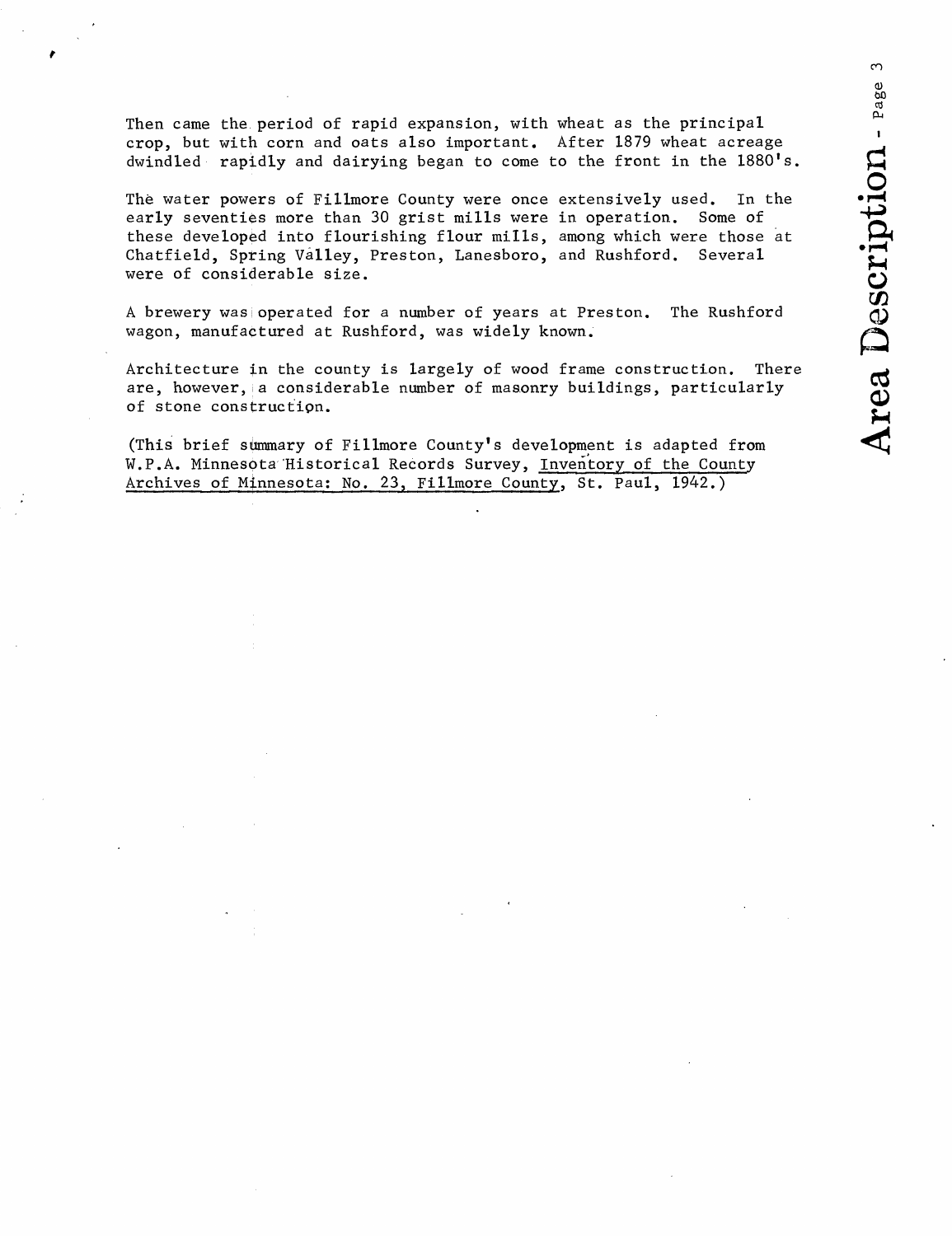Then came the period of rapid expansion, with wheat as the principal crop, but with corn and oats also important. After 1879 wheat acreage dwindled rapidly and dairying began to come to the front in the 1880's.

The water powers of Fillmore County were once extensively used. In the early seventies more than 30 grist mills were in operation. Some of these developed into flourishing flour mills, among which were those at Chatfield, Spring Valley, Preston, Lanesboro, and Rushford. Several were of considerable size.

A brewery was operated for a number of years at Preston. The Rushford wagon, manufactured at Rushford, was widely known.

Architecture in the county is largely of wood frame construction. There are, however, a considerable number of masonry buildings, particularly of stone construction.

(This brief summary of Fillmore County's development is adapted from W.P.A. Minnesota Historical Records Survey, Inventory of the County Archives of Minnesota: No. 23, Fillmore County, St. Paul, 1942.)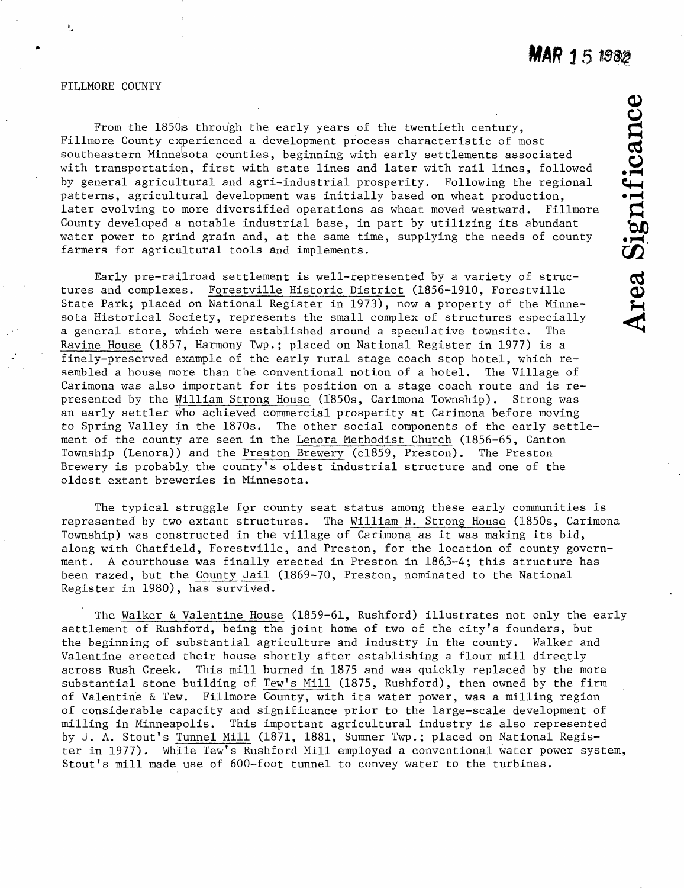MAR 15 1982

FILLMORE COUNTY

**Area Significance**

From the 1850s through the early years of the twentieth century, Fillmore County experienced a development process characteristic of most southeastern Minnesota counties, beginning with early settlements associated with transportation, first with state lines and later with rail lines, followed by general agricultural and agri-industrial prosperity. Following the regional patterns, agricultural development was initially based on wheat production, later evolving to more diversified operations as wheat moved westward. Fillmore County developed a notable industrial base, in part by utilizing its abundant water power to grind grain and, at the same time, supplying the needs of county farmers for agricultural tools and implements.

Early pre-railroad settlement is well-represented by a variety of structures and complexes. Forestville Historic District (1856-1910, Forestville State Park; placed on National Register in 1973), now a property of the Minnesota Historical Society, represents the small complex of structures especially a general store, which were established around a speculative townsite. The Ravine House (1857, Harmony Twp.; placed on National Register in 1977) is a finely-preserved example of the early rural stage coach stop hotel, which resembled a house more than the conventional notion of a hotel. The Village of Carimona was also important for its position on a stage coach route and is represented by the William Strong House (1850s, Carimona Township). Strong was an early settler who achieved commercial prosperity at Carimona before moving to Spring Valley in the 1870s. The other social components of the early settlement of the county are seen in the Lenora Methodist Church (1856-65, Canton Township (Lenora)) and the Preston Brewery (c1859, Preston). The Preston Brewery is probably the county's oldest industrial structure and one of the oldest extant breweries in Minnesota.

The typical struggle for county seat status among these early communities is represented by two extant structures. The William H. Strong House (1850s, Carimona Township) was constructed in the village of Carimona as it was making its bid, along with Chatfield, Forestville, and Preston, for the location of county government. A courthouse was finally erected in Preston in 1863-4; this structure has been razed, but the County Jail (1869-70, Preston, nominated to the National Register in 1980), has survived.

The Walker & Valentine House (1859-61, Rushford) illustrates not only the early settlement of Rushford, being the joint home of two of the city's founders, but the beginning of substantial agriculture and industry in the county. Walker and Valentine erected their house shortly after establishing a flour mill directly across Rush Creek. This mill burned in 1875 and was quickly replaced by the more substantial stone building of Tew's Mill (1875, Rushford), then owned by the firm of Valentine & Tew. Fillmore County, with its water power, was a milling region of considerable capacity and significance prior to the large-scale development of milling in Minneapolis. This important agricultural industry is also represented by J. A. Stout's Tunnel Mill (1871, 1881, Sumner Twp.; placed on National Register in 1977). While Tew's Rushford Mill employed a conventional water power system, Stout's mill made use of 600-foot tunnel to convey water to the turbines.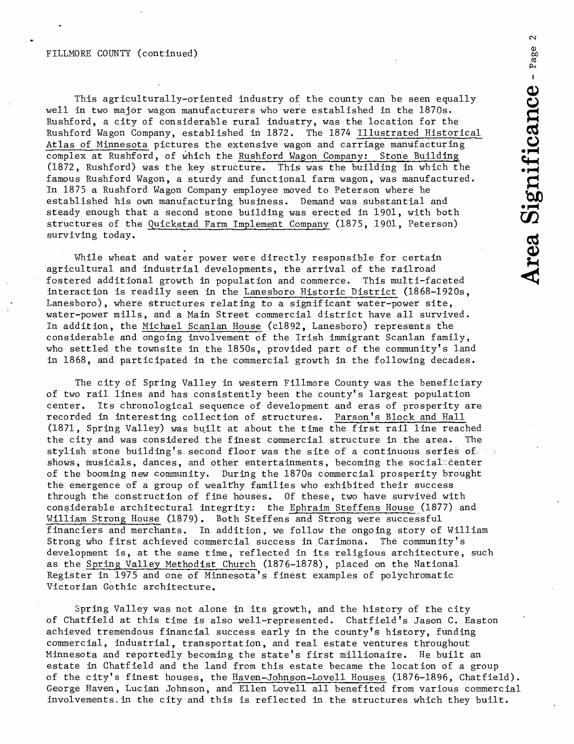FILLMORE COUNTY (continued)

This agriculturally-oriented industry of the county can be seen equally well in two major wagon manufacturers who were established in the 1870s. Rushford, a city of considerable rural industry, was the location for the Rushford Wagon Company, established in 1872. The 1874 Illustrated Historical Atlas of Minnesota pictures the extensive wagon and carriage manufacturing complex at Rushford, of which the Rushford Wagon Company: Stone Building (1872, Rushford) was the key structure. This was the building in which the famous Rushford Wagon, a sturdy and functional farm wagon, was manufactured. In 1875 a Rushford Wagon Company employee moved to Peterson where he established his own manufacturing business. Demand was substantial and steady enough that a second stone building was erected in 1901, with both structures of the Quickstad Farm Implement Company (1875, 1901, Peterson) surviving today.

While wheat and water power were directly responsible for certain agricultural and industrial developments, the arrival of the railroad fostered additional growth in population and commerce. This multi-faceted interaction is readily seen in the Lanesboro Historic District (1868-1920s, Lanesboro), where structures relating to a significant water-power site, water-power mills, and a Main Street commercial district have all survived. In addition, the Michael Scanlan House (c1892, Lanesboro) represents the considerable and ongoing involvement of the Irish immigrant Scanlan family, who settled the townsite in the 1850s, provided part of the community's land in 1868, and participated in the commercial growth in the following decades.

The city of Spring Valley in western Fillmore County was the beneficiary of two rail lines and has consistently been the county's largest population center. Its chronological sequence of development and eras of prosperity are recorded in interesting collection of structures. Parson's Block and Hall (1871, Spring Valley) was built at about the time the first rail line reached the city and was considered the finest commercial structure in the area. The stylish stone building's second floor was the site of a continuous series of shows, musicals, dances, and other entertainments, becoming the social center of the booming new community. During the 1870s commercial prosperity brought the emergence of a group of wealthy families who exhibited their success through the construction of fine houses. Of these, two have survived with considerable architectural integrity: the Ephraim Steffens House (1877) and William Strong House (1879). Both Steffens and Strong were successful financiers and merchants. In addition, we follow the ongoing story of William Strong who first achieved commercial success in Carimona. The community's development is, at the same time, reflected in its religious architecture, such as the Spring Valley Methodist Church (1876-1878), placed on the National Register in 1975 and one of Minnesota's finest examples of polychromatic Victorian Gothic architecture.

Spring Valley was not alone in its growth, and the history of the city of Chatfield at this time is also well-represented. Chatfield's Jason C. Easton achieved tremendous financial success early in the county's history, funding commercial, industrial, transportation, and real estate ventures throughout Minnesota and reportedly becoming the state's first millionaire. He built an estate in Chatfield and the land from this estate became the location of a group of the city's finest houses, the Haven-Johnson-Lovell Houses (1876-1896, Chatfield). George Haven, Lucian Johnson, and Ellen Lovell all benefited from various commercial involvements in the city and this is reflected in the structures which they built.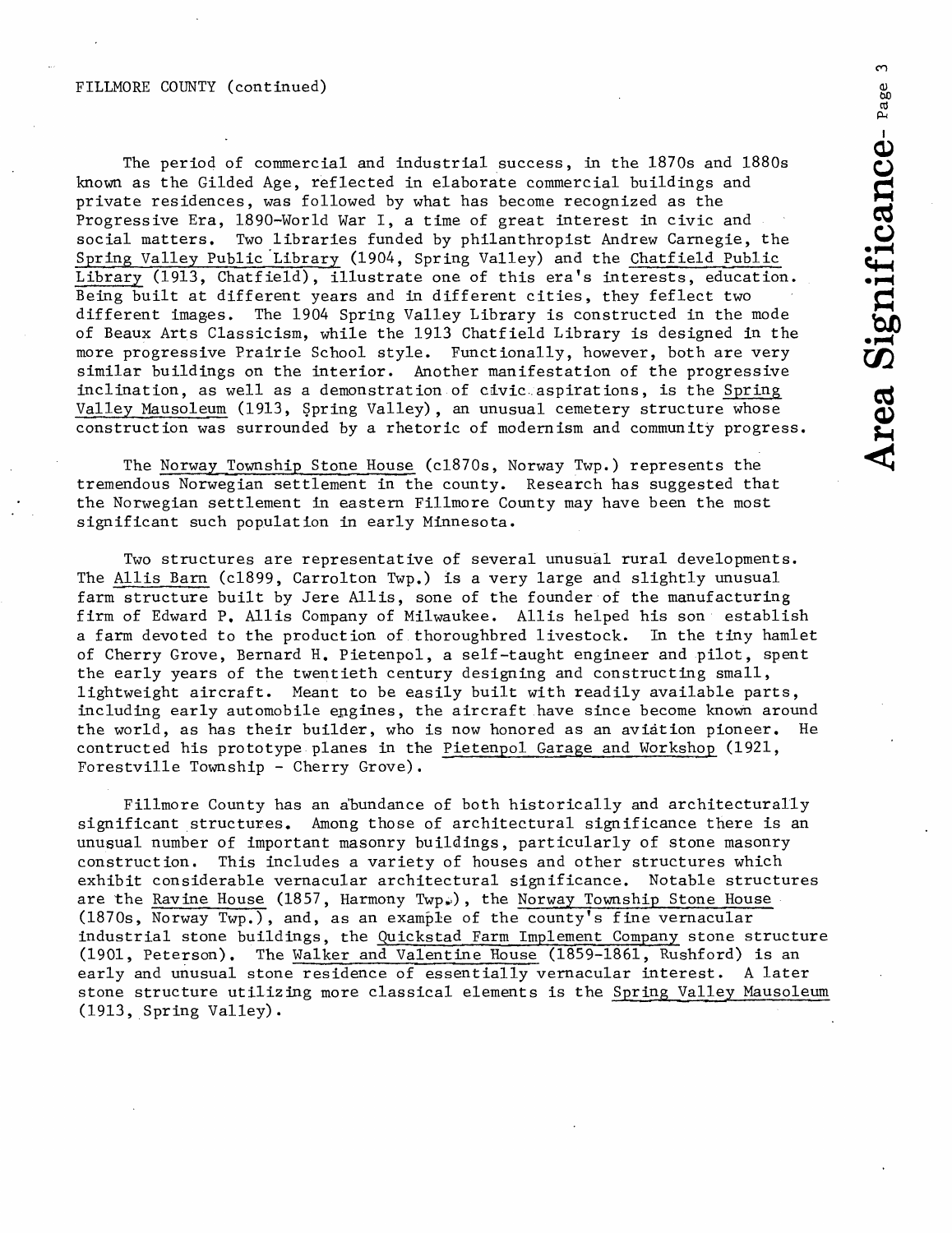FILLMORE COUNTY (continued)

The period of commercial and industrial success, in the 1870s and 1880s known as the Gilded Age, reflected in elaborate commercial buildings and private residences, was followed by what has become recognized as the Progressive Era, 1890-World War I, a time of great interest in civic and social matters. Two libraries funded by philanthropist Andrew Carnegie, the Spring Valley Public Library (1904, Spring Valley) and the Chatfield Public Library (1913, Chatfield), illustrate one of this era's interests, education. Being built at different years and in different cities, they feflect two different images. The 1904 Spring Valley Library is constructed in the mode of Beaux Arts Classicism, while the 1913 Chatfield Library is designed in the more progressive Prairie School style. Functionally, however, both are very similar buildings on the interior. Another manifestation of the progressive inclination, as well as a demonstration of civic aspirations, is the Spring Valley Mausoleum (1913, Spring Valley), an unusual cemetery structure whose construction was surrounded by a rhetoric of modernism and community progress.

The Norway Township Stone House (c1870s, Norway Twp.) represents the tremendous Norwegian settlement in the county. Research has suggested that the Norwegian settlement in eastern Fillmore County may have been the most significant such population in early Minnesota.

Two structures are representative of several unusual rural developments. The Allis Barn (c1899, Carrolton Twp.) is a very large and slightly unusual farm structure built by Jere Allis, sone of the founder of the manufacturing firm of Edward P. Allis Company of Milwaukee. Allis helped his son establish a farm devoted to the production of thoroughbred livestock. In the tiny hamlet of Cherry Grove, Bernard H. Pietenpol, a self-taught engineer and pilot, spent the early years of the twentieth century designing and constructing small, lightweight aircraft. Meant to be easily built with readily available parts, including early automobile engines, the aircraft have since become known around the world, as has their builder, who is now honored as an aviation pioneer. He contructed his prototype planes in the Pietenpol Garage and Workshop (1921, Forestville Township - Cherry Grove).

Fillmore County has an abundance of both historically and architecturally significant structures. Among those of architectural significance there is an unusual number of important masonry buildings, particularly of stone masonry construction. This includes a variety of houses and other structures which exhibit considerable vernacular architectural significance. Notable structures are the Ravine House (1857, Harmony Twp.), the Norway Township Stone House (1870s, Norway Twp.), and, as an example of the county's fine vernacular industrial stone buildings, the Quickstad Farm Implement Company stone structure (1901, Peterson). The Walker and Valentine House (1859-1861, Rushford) is an early and unusual stone residence of essentially vernacular interest. A later stone structure utilizing more classical elements is the Spring Valley Mausoleum (1913, Spring Valley).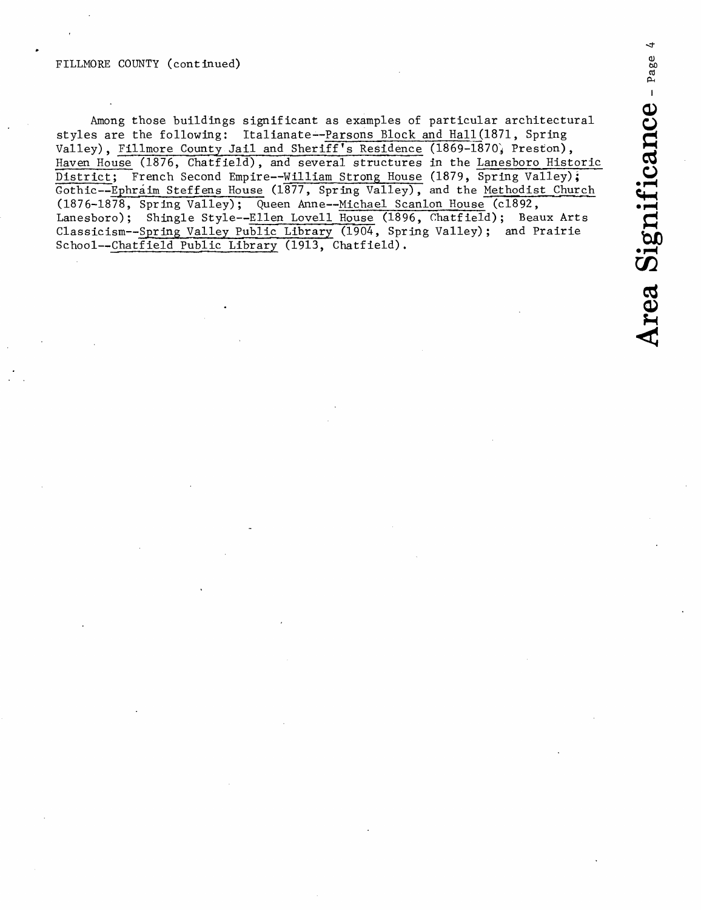FILLMORE COUNTY (continued)

Among those buildings significant as examples of particular architectural styles are the following: Italianate--Parsons Block and Hall (1871, Spring Valley), Fillmore County Jail and Sheriff's Residence (1869-1870, Preston), Haven House (1876, Chatfield), and several structures in the Lanesboro Historic District; French Second Empire--William Strong House (1879, Spring Valley); Gothic--Ephraim Steffens House (1877, Spring Valley), and the Methodist Church (1876-1878, Spring Valley); Queen Anne--Michael Scanlon House (c1892, Lanesboro); Shingle Style--Ellen Lovell House (1896, Chatfield); Beaux Arts Classicism--Spring Valley Public Library (1904, Spring Valley); and Prairie School--Chatfield Public Library (1913, Chatfield).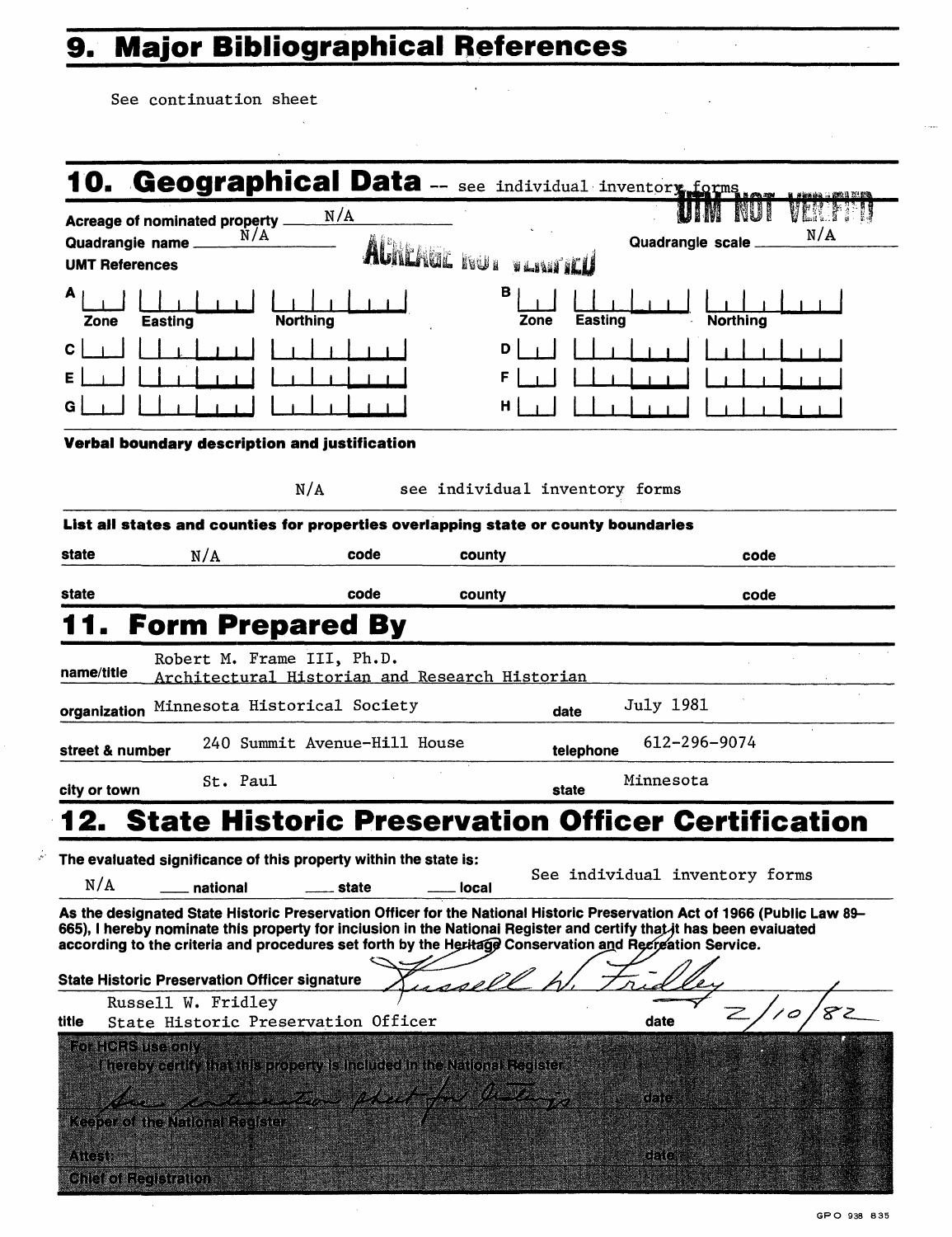# 9. Major Bibliographical References

See continuation sheet

# 10. Geographical Data -- see individual inventory forms

UTM NOT VERIFIED

ACREAGE NOT VERIFIED

Acreage of nominated property N/A

Quadrangle name N/A

Quadrangle scale N/A

UMT References

| | Zone | Easting | Northing | | Zone | Easting | Northing |
|---|---|---|---|---|---|---|---|
| A | | | | B | | | |
| C | | | | D | | | |
| E | | | | F | | | |
| G | | | | H | | | |

**Verbal boundary description and justification**

N/A see individual inventory forms

**List all states and counties for properties overlapping state or county boundaries**

| state | | code | | county | | code | |
|---|---|---|---|---|---|---|---|
| state | N/A | code | | county | | code | |
| state | | code | | county | | code | |

# 11. Form Prepared By

name/title Robert M. Frame III, Ph.D.
Architectural Historian and Research Historian

organization Minnesota Historical Society date July 1981

street & number 240 Summit Avenue-Hill House telephone 612-296-9074

city or town St. Paul state Minnesota

# 12. State Historic Preservation Officer Certification

**The evaluated significance of this property within the state is:**

N/A ___ national ___ state ___ local

See individual inventory forms

**As the designated State Historic Preservation Officer for the National Historic Preservation Act of 1966 (Public Law 89-665), I hereby nominate this property for inclusion in the National Register and certify that it has been evaluated according to the criteria and procedures set forth by the Heritage Conservation and Recreation Service.**

State Historic Preservation Officer signature Russell W. Fridley

title Russell W. Fridley
State Historic Preservation Officer date 2/10/82

For HCRS use only
I hereby certify that this property is included in the National Register

See continuation sheet for listings date

Keeper of the National Register

Attest: date

Chief of Registration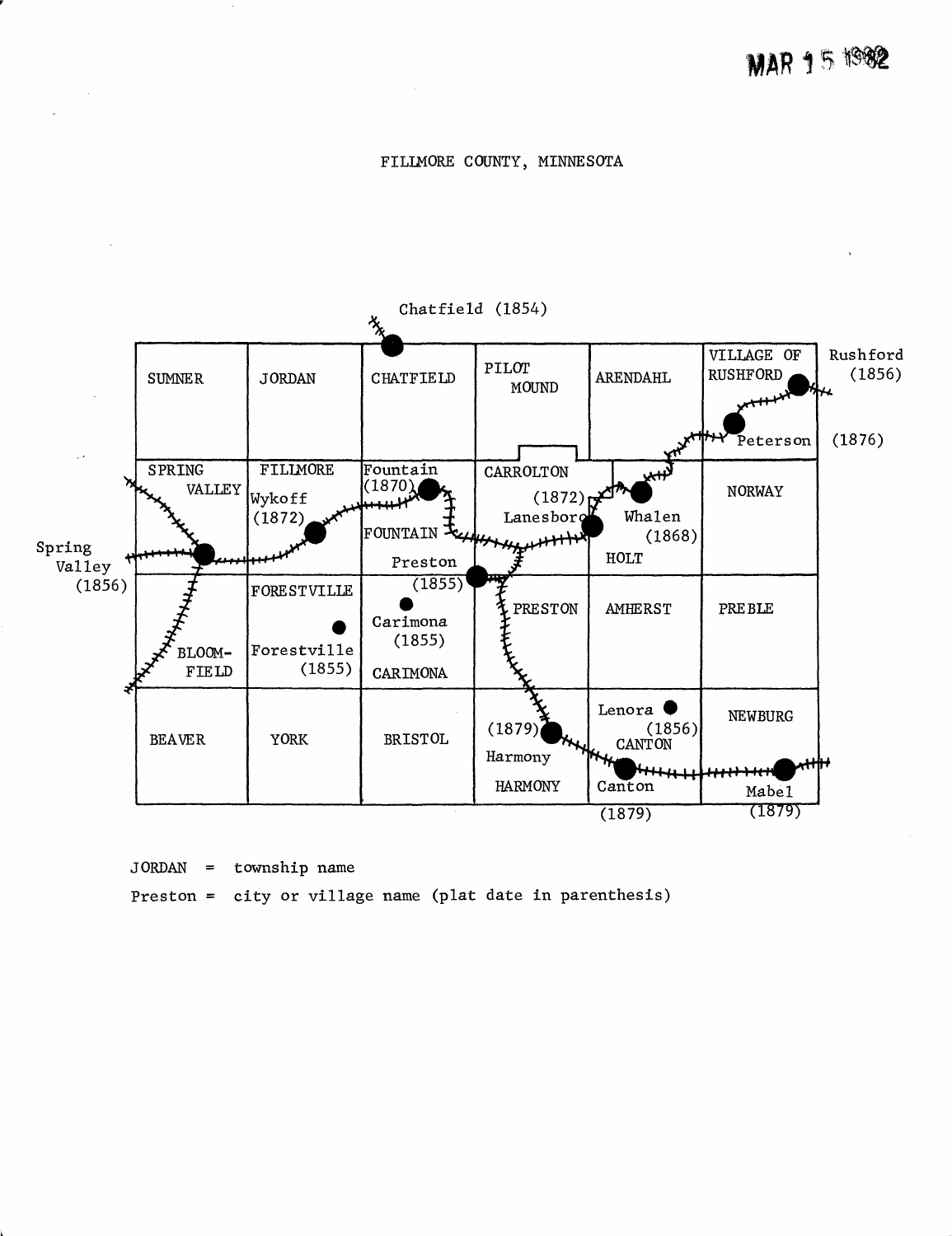MAR 15 1982

FILLMORE COUNTY, MINNESOTA

Chatfield (1854)

| SUMNER | JORDAN | CHATFIELD | PILOT MOUND | ARENDAHL | VILLAGE OF RUSHFORD |
|---|---|---|---|---|---|
| SPRING VALLEY | FILLMORE | FOUNTAIN | CARROLTON | HOLT | NORWAY |
| BLOOMFIELD | FORESTVILLE | CARIMONA | PRESTON | AMHERST | PREBLE |
| BEAVER | YORK | BRISTOL | HARMONY | CANTON | NEWBURG |

Rushford (1856)
Peterson (1876)
Spring Valley (1856)
Wykoff (1872)
Fountain (1870)
Lanesboro (1872)
Whalen (1868)
Preston (1855)
Carimona (1855)
Forestville (1855)
Lenora (1856)
Harmony (1879)
Canton (1879)
Mabel (1879)

JORDAN = township name

Preston = city or village name (plat date in parenthesis)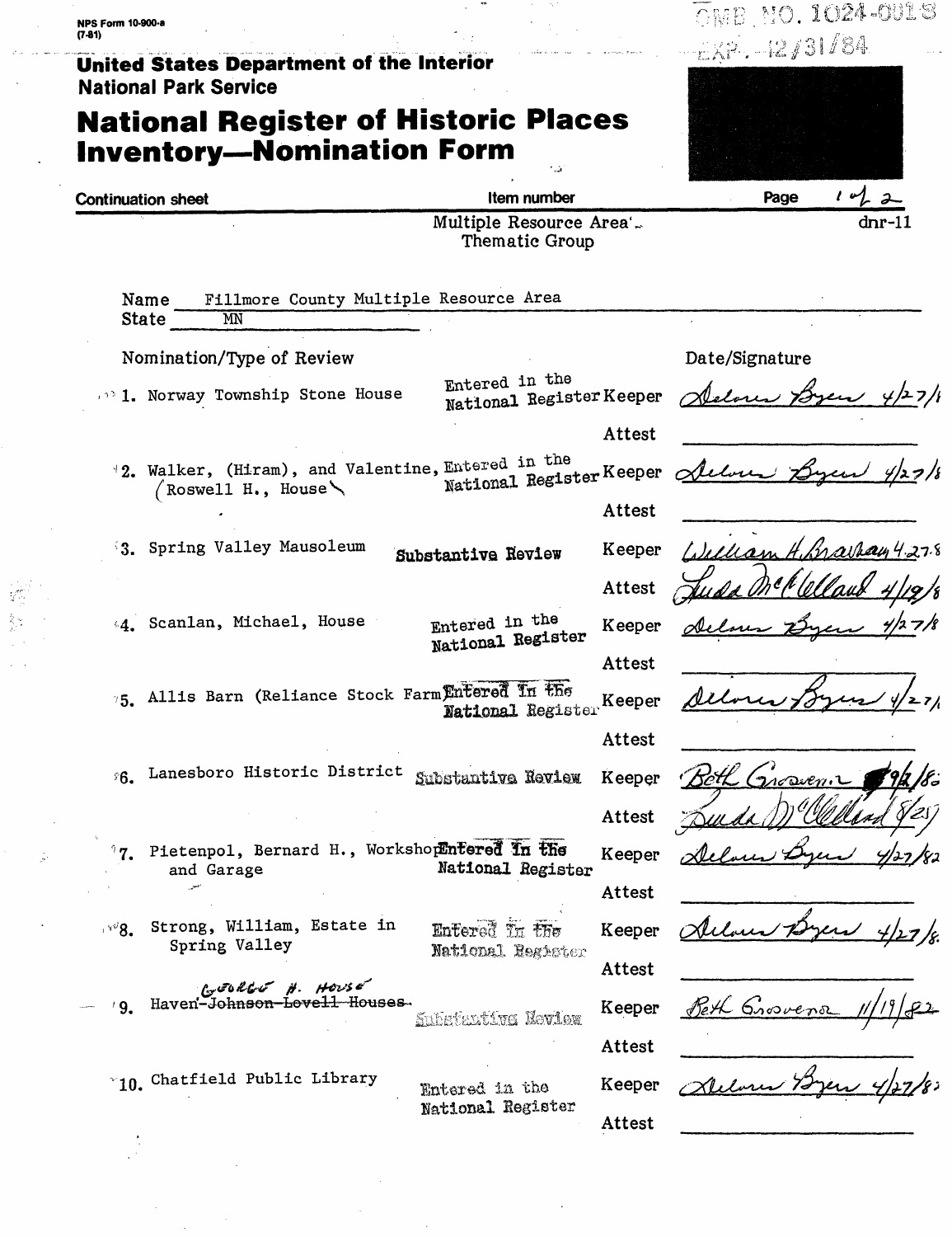NPS Form 10-900-a
(7-81)

OMB NO. 1024-0018
EXP. 12/31/84

**United States Department of the Interior**
**National Park Service**

# National Register of Historic Places Inventory—Nomination Form

**Continuation sheet** — **Item number** — **Page** 1 of 2

Multiple Resource Area
Thematic Group

dnr-11

Name: Fillmore County Multiple Resource Area
State: MN

| Nomination/Type of Review | | | Date/Signature |
|---|---|---|---|
| 1. Norway Township Stone House | Entered in the National Register | Keeper | Delores Byers 4/27/ |
| | | Attest | |
| 2. Walker, (Hiram), and Valentine, (Roswell H., House) | Entered in the National Register | Keeper | Delores Byers 4/27/8 |
| | | Attest | |
| 3. Spring Valley Mausoleum | Substantive Review | Keeper | William H. Bra... 4.27.8 |
| | | Attest | Linda McClelland 4/19/8 |
| 4. Scanlan, Michael, House | Entered in the National Register | Keeper | Delores Byers 4/27/8 |
| | | Attest | |
| 5. Allis Barn (Reliance Stock Farm) | Entered in the National Register | Keeper | Delores Byers 4/27/ |
| | | Attest | |
| 6. Lanesboro Historic District | Substantive Review | Keeper | Beth Grosvenor 9/2/8 |
| | | Attest | Linda McClelland 8/25/ |
| 7. Pietenpol, Bernard H., Workshop and Garage | Entered in the National Register | Keeper | Delores Byers 4/27/82 |
| | | Attest | |
| 8. Strong, William, Estate in Spring Valley | Entered in the National Register | Keeper | Delores Byers 4/27/8 |
| | | Attest | |
| 9. George H. House Haven ~~-Johnson-Lovell Houses~~ | Substantive Review | Keeper | Beth Grosvenor 11/19/82 |
| | | Attest | |
| 10. Chatfield Public Library | Entered in the National Register | Keeper | Delores Byers 4/27/8 |
| | | Attest | |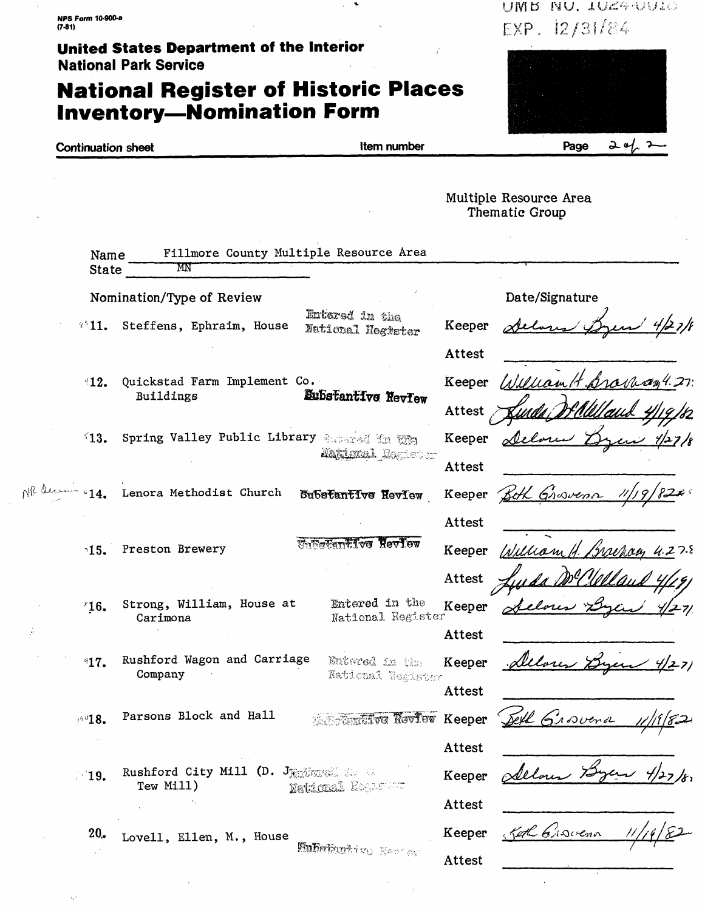NPS Form 10-900-a
(7-81)

OMB NO. 1024-0018
EXP. 12/31/84

**United States Department of the Interior**
**National Park Service**

# National Register of Historic Places Inventory—Nomination Form

**Continuation sheet** | **Item number** | **Page** 2 of 2

Multiple Resource Area
Thematic Group

Name: Fillmore County Multiple Resource Area
State: MN

| Nomination/Type of Review | | | Date/Signature |
|---|---|---|---|
| 11. Steffens, Ephraim, House | Entered in the National Register | Keeper | Delores Byers 4/27/8 |
| | | Attest | |
| 12. Quickstad Farm Implement Co. Buildings | Substantive Review | Keeper | William H. Brown 4.27 |
| | | Attest | Linda McClelland 4/19/82 |
| 13. Spring Valley Public Library | Entered in the National Register | Keeper | Delores Byers 4/27/8 |
| | | Attest | |
| NR denied 14. Lenora Methodist Church | Substantive Review | Keeper | Beth Grosvenor 11/19/82 |
| | | Attest | |
| 15. Preston Brewery | Substantive Review | Keeper | William H. Brown 4.27.8 |
| | | Attest | Linda McClelland 4/19/ |
| 16. Strong, William, House at Carimona | Entered in the National Register | Keeper | Delores Byers 4/27/ |
| | | Attest | |
| 17. Rushford Wagon and Carriage Company | Entered in the National Register | Keeper | Delores Byers 4/27/ |
| | | Attest | |
| 18. Parsons Block and Hall | Substantive Review | Keeper | Beth Grosvenor 11/19/82 |
| | | Attest | |
| 19. Rushford City Mill (D. J. Tew Mill) | Entered in the National Register | Keeper | Delores Byers 4/27/8 |
| | | Attest | |
| 20. Lovell, Ellen, M., House | Substantive Review | Keeper | Beth Grosvenor 11/19/82 |
| | | Attest | |